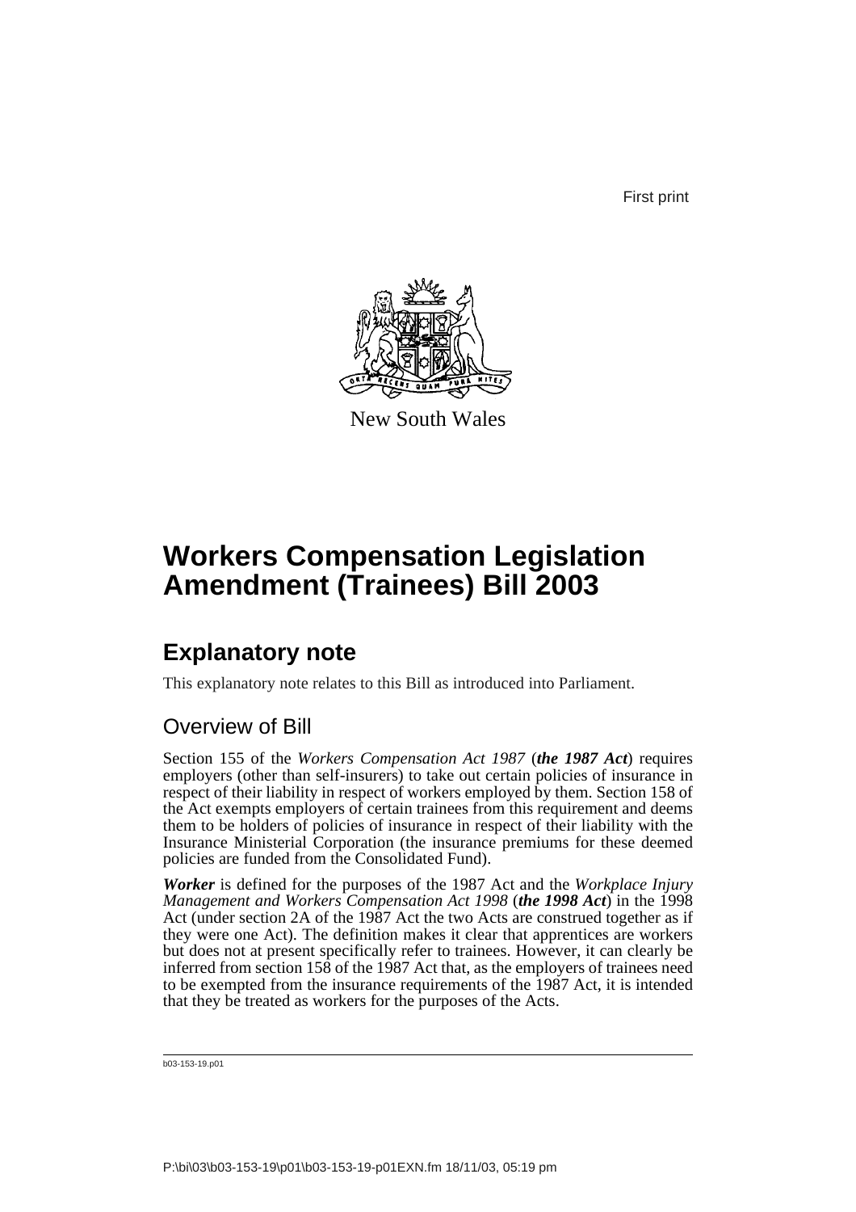First print

New South Wales

# Workers Compensation Legislation Amendment (Trainees) Bill 2003

## Explanatory note

This explanatory note relates to this Bill as introduced into Parliament.

### Overview of Bill

Section 155 of the *Workers Compensation Act 1987* (***the 1987 Act***) requires employers (other than self-insurers) to take out certain policies of insurance in respect of their liability in respect of workers employed by them. Section 158 of the Act exempts employers of certain trainees from this requirement and deems them to be holders of policies of insurance in respect of their liability with the Insurance Ministerial Corporation (the insurance premiums for these deemed policies are funded from the Consolidated Fund).

***Worker*** is defined for the purposes of the 1987 Act and the *Workplace Injury Management and Workers Compensation Act 1998* (***the 1998 Act***) in the 1998 Act (under section 2A of the 1987 Act the two Acts are construed together as if they were one Act). The definition makes it clear that apprentices are workers but does not at present specifically refer to trainees. However, it can clearly be inferred from section 158 of the 1987 Act that, as the employers of trainees need to be exempted from the insurance requirements of the 1987 Act, it is intended that they be treated as workers for the purposes of the Acts.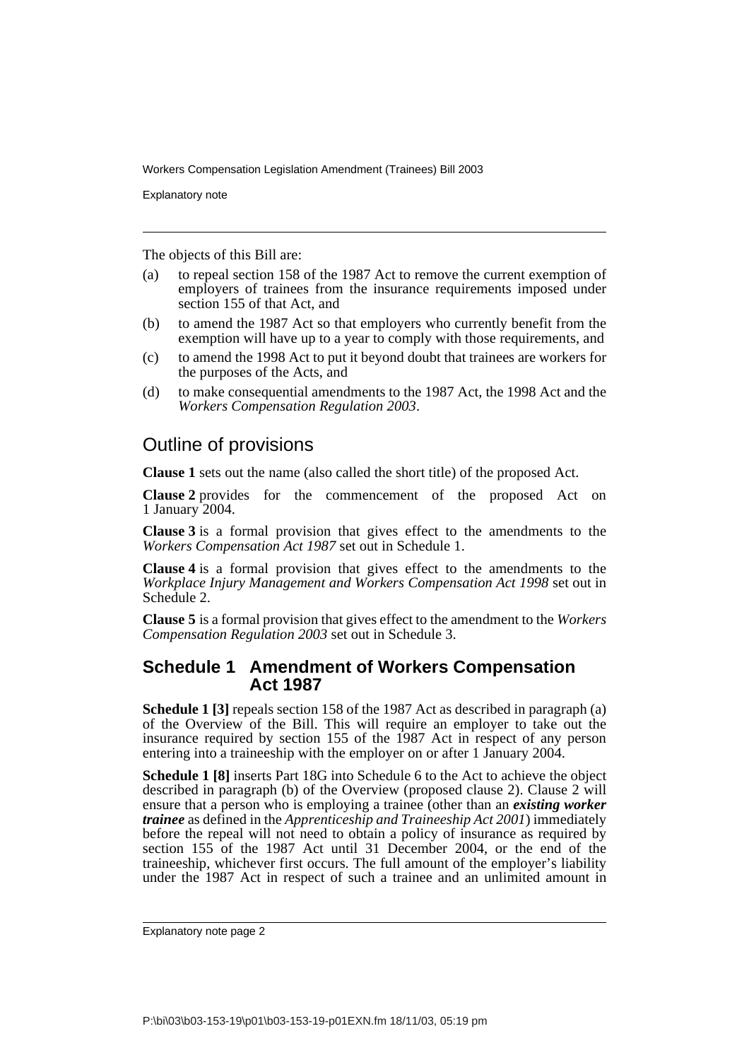The objects of this Bill are:

(a) to repeal section 158 of the 1987 Act to remove the current exemption of employers of trainees from the insurance requirements imposed under section 155 of that Act, and

(b) to amend the 1987 Act so that employers who currently benefit from the exemption will have up to a year to comply with those requirements, and

(c) to amend the 1998 Act to put it beyond doubt that trainees are workers for the purposes of the Acts, and

(d) to make consequential amendments to the 1987 Act, the 1998 Act and the *Workers Compensation Regulation 2003*.

## Outline of provisions

**Clause 1** sets out the name (also called the short title) of the proposed Act.

**Clause 2** provides for the commencement of the proposed Act on 1 January 2004.

**Clause 3** is a formal provision that gives effect to the amendments to the *Workers Compensation Act 1987* set out in Schedule 1.

**Clause 4** is a formal provision that gives effect to the amendments to the *Workplace Injury Management and Workers Compensation Act 1998* set out in Schedule 2.

**Clause 5** is a formal provision that gives effect to the amendment to the *Workers Compensation Regulation 2003* set out in Schedule 3.

### Schedule 1 Amendment of Workers Compensation Act 1987

**Schedule 1 [3]** repeals section 158 of the 1987 Act as described in paragraph (a) of the Overview of the Bill. This will require an employer to take out the insurance required by section 155 of the 1987 Act in respect of any person entering into a traineeship with the employer on or after 1 January 2004.

**Schedule 1 [8]** inserts Part 18G into Schedule 6 to the Act to achieve the object described in paragraph (b) of the Overview (proposed clause 2). Clause 2 will ensure that a person who is employing a trainee (other than an ***existing worker trainee*** as defined in the *Apprenticeship and Traineeship Act 2001*) immediately before the repeal will not need to obtain a policy of insurance as required by section 155 of the 1987 Act until 31 December 2004, or the end of the traineeship, whichever first occurs. The full amount of the employer's liability under the 1987 Act in respect of such a trainee and an unlimited amount in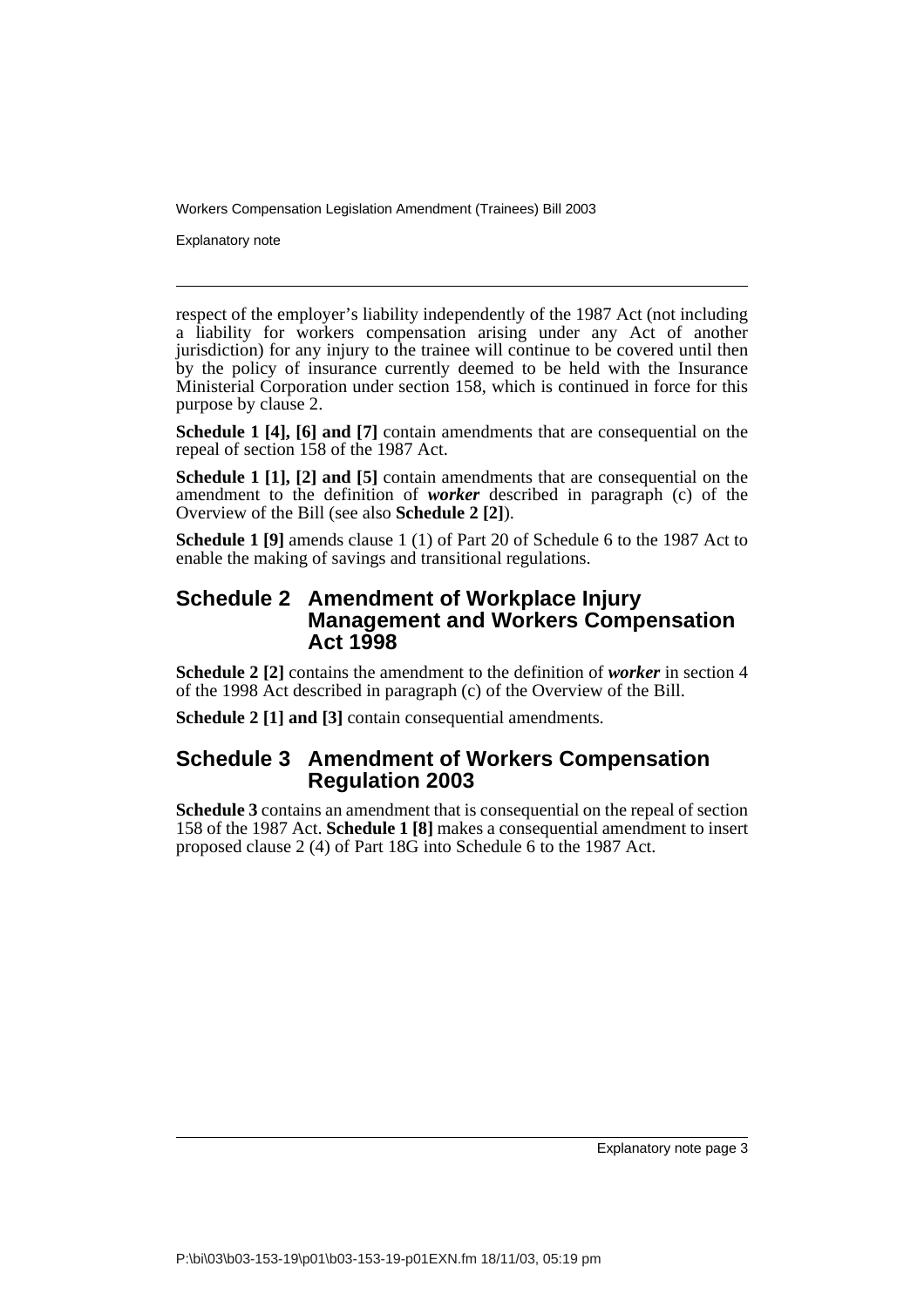respect of the employer's liability independently of the 1987 Act (not including a liability for workers compensation arising under any Act of another jurisdiction) for any injury to the trainee will continue to be covered until then by the policy of insurance currently deemed to be held with the Insurance Ministerial Corporation under section 158, which is continued in force for this purpose by clause 2.

**Schedule 1 [4], [6] and [7]** contain amendments that are consequential on the repeal of section 158 of the 1987 Act.

**Schedule 1 [1], [2] and [5]** contain amendments that are consequential on the amendment to the definition of ***worker*** described in paragraph (c) of the Overview of the Bill (see also **Schedule 2 [2]**).

**Schedule 1 [9]** amends clause 1 (1) of Part 20 of Schedule 6 to the 1987 Act to enable the making of savings and transitional regulations.

## Schedule 2 Amendment of Workplace Injury Management and Workers Compensation Act 1998

**Schedule 2 [2]** contains the amendment to the definition of ***worker*** in section 4 of the 1998 Act described in paragraph (c) of the Overview of the Bill.

**Schedule 2 [1] and [3]** contain consequential amendments.

## Schedule 3 Amendment of Workers Compensation Regulation 2003

**Schedule 3** contains an amendment that is consequential on the repeal of section 158 of the 1987 Act. **Schedule 1 [8]** makes a consequential amendment to insert proposed clause 2 (4) of Part 18G into Schedule 6 to the 1987 Act.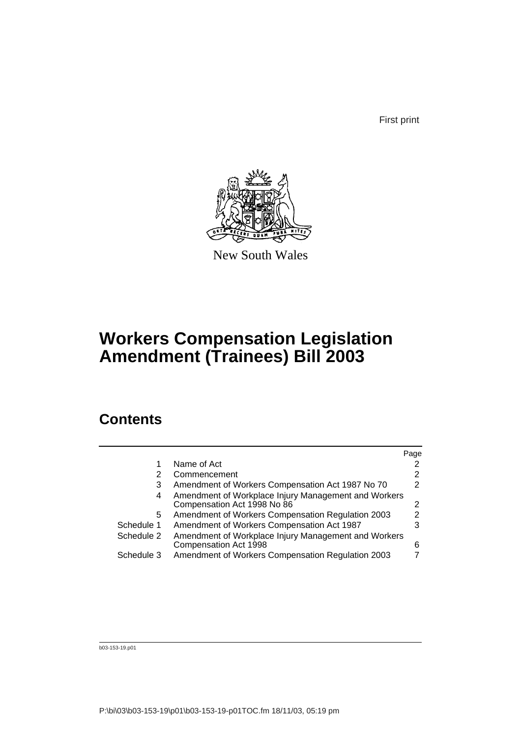First print

New South Wales

# Workers Compensation Legislation Amendment (Trainees) Bill 2003

## Contents

| | | Page |
|---|---|---|
| 1 | Name of Act | 2 |
| 2 | Commencement | 2 |
| 3 | Amendment of Workers Compensation Act 1987 No 70 | 2 |
| 4 | Amendment of Workplace Injury Management and Workers Compensation Act 1998 No 86 | 2 |
| 5 | Amendment of Workers Compensation Regulation 2003 | 2 |
| Schedule 1 | Amendment of Workers Compensation Act 1987 | 3 |
| Schedule 2 | Amendment of Workplace Injury Management and Workers Compensation Act 1998 | 6 |
| Schedule 3 | Amendment of Workers Compensation Regulation 2003 | 7 |

b03-153-19.p01

P:\bi\03\b03-153-19\p01\b03-153-19-p01TOC.fm 18/11/03, 05:19 pm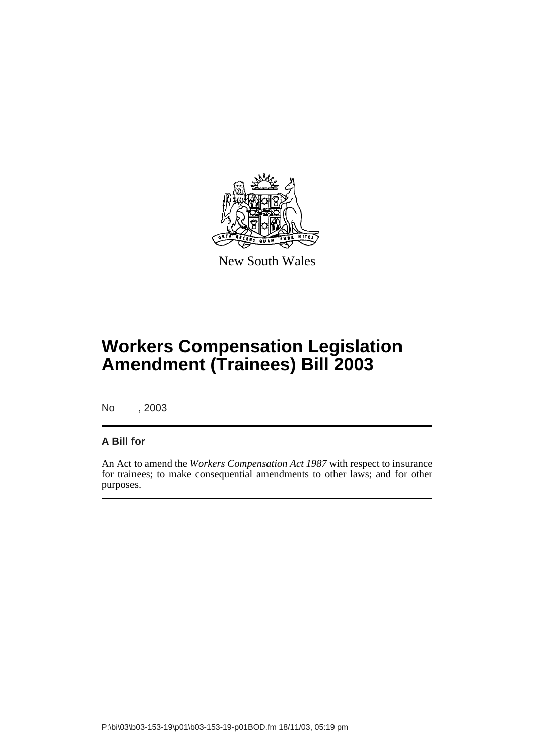New South Wales

# Workers Compensation Legislation Amendment (Trainees) Bill 2003

No , 2003

**A Bill for**

An Act to amend the *Workers Compensation Act 1987* with respect to insurance for trainees; to make consequential amendments to other laws; and for other purposes.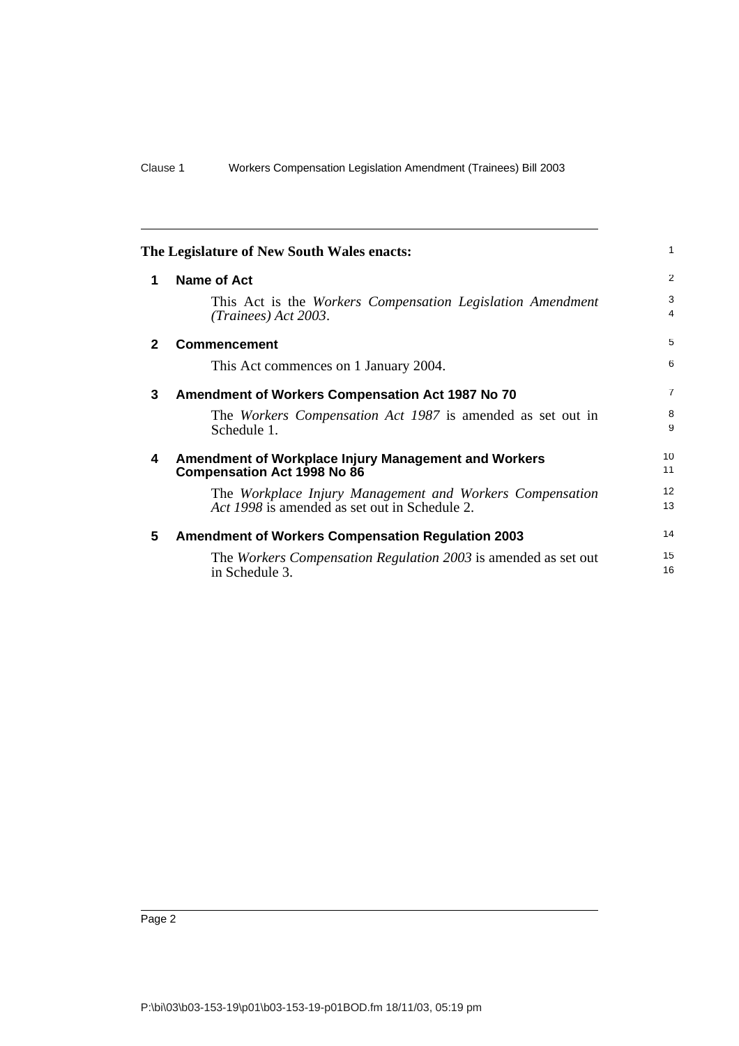**The Legislature of New South Wales enacts:**

## 1 Name of Act

This Act is the *Workers Compensation Legislation Amendment (Trainees) Act 2003*.

## 2 Commencement

This Act commences on 1 January 2004.

## 3 Amendment of Workers Compensation Act 1987 No 70

The *Workers Compensation Act 1987* is amended as set out in Schedule 1.

## 4 Amendment of Workplace Injury Management and Workers Compensation Act 1998 No 86

The *Workplace Injury Management and Workers Compensation Act 1998* is amended as set out in Schedule 2.

## 5 Amendment of Workers Compensation Regulation 2003

The *Workers Compensation Regulation 2003* is amended as set out in Schedule 3.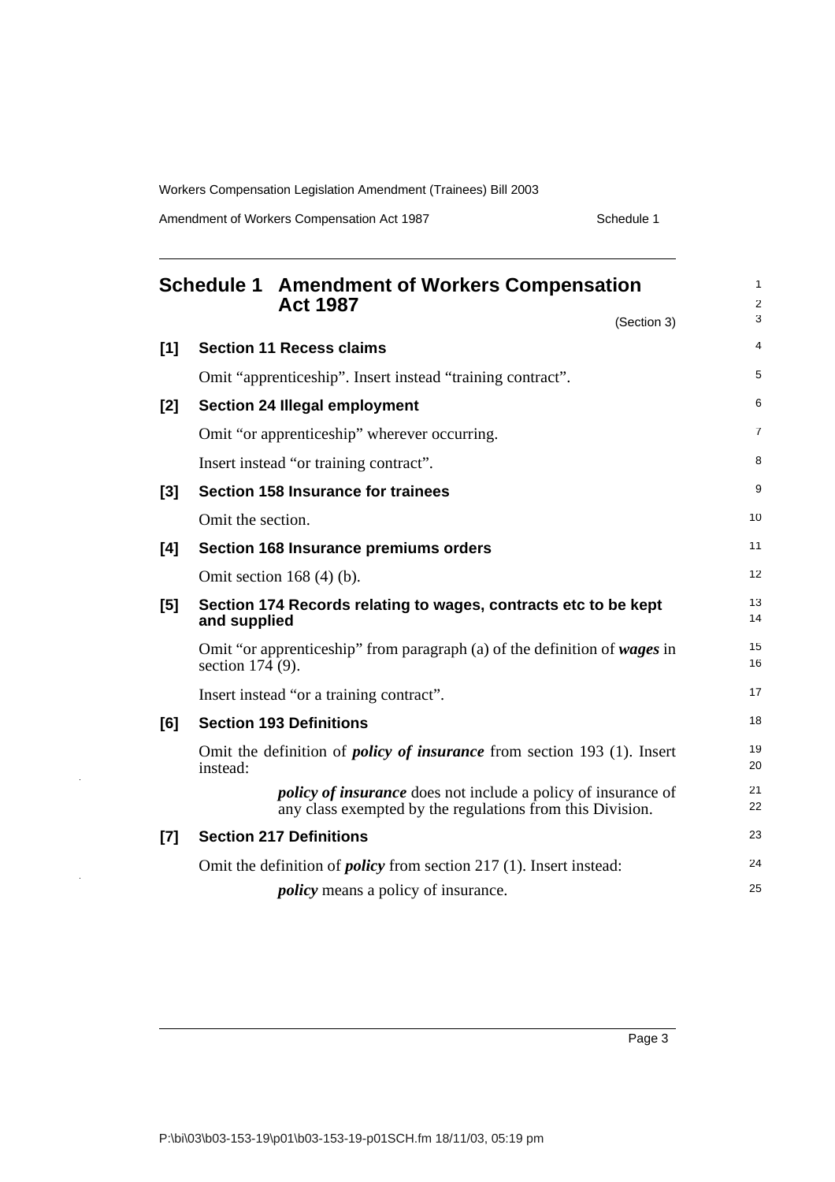# Schedule 1 Amendment of Workers Compensation Act 1987

(Section 3)

**[1] Section 11 Recess claims**

Omit "apprenticeship". Insert instead "training contract".

**[2] Section 24 Illegal employment**

Omit "or apprenticeship" wherever occurring.

Insert instead "or training contract".

**[3] Section 158 Insurance for trainees**

Omit the section.

**[4] Section 168 Insurance premiums orders**

Omit section 168 (4) (b).

**[5] Section 174 Records relating to wages, contracts etc to be kept and supplied**

Omit "or apprenticeship" from paragraph (a) of the definition of ***wages*** in section 174 (9).

Insert instead "or a training contract".

**[6] Section 193 Definitions**

Omit the definition of ***policy of insurance*** from section 193 (1). Insert instead:

> ***policy of insurance*** does not include a policy of insurance of any class exempted by the regulations from this Division.

**[7] Section 217 Definitions**

Omit the definition of ***policy*** from section 217 (1). Insert instead:

> ***policy*** means a policy of insurance.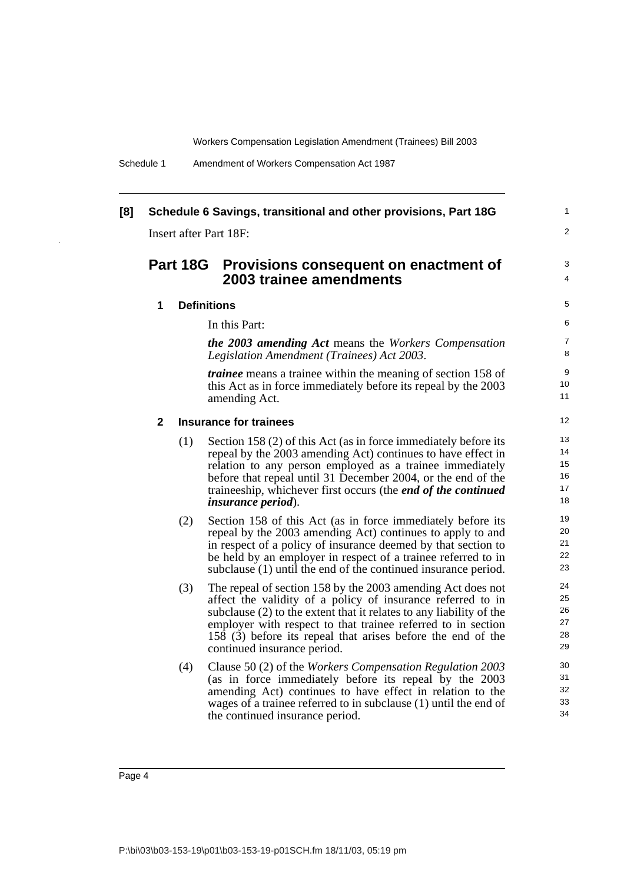**[8] Schedule 6 Savings, transitional and other provisions, Part 18G**

Insert after Part 18F:

## Part 18G Provisions consequent on enactment of 2003 trainee amendments

### 1 Definitions

In this Part:

***the 2003 amending Act*** means the *Workers Compensation Legislation Amendment (Trainees) Act 2003*.

***trainee*** means a trainee within the meaning of section 158 of this Act as in force immediately before its repeal by the 2003 amending Act.

### 2 Insurance for trainees

(1) Section 158 (2) of this Act (as in force immediately before its repeal by the 2003 amending Act) continues to have effect in relation to any person employed as a trainee immediately before that repeal until 31 December 2004, or the end of the traineeship, whichever first occurs (the ***end of the continued insurance period***).

(2) Section 158 of this Act (as in force immediately before its repeal by the 2003 amending Act) continues to apply to and in respect of a policy of insurance deemed by that section to be held by an employer in respect of a trainee referred to in subclause (1) until the end of the continued insurance period.

(3) The repeal of section 158 by the 2003 amending Act does not affect the validity of a policy of insurance referred to in subclause (2) to the extent that it relates to any liability of the employer with respect to that trainee referred to in section 158 (3) before its repeal that arises before the end of the continued insurance period.

(4) Clause 50 (2) of the *Workers Compensation Regulation 2003* (as in force immediately before its repeal by the 2003 amending Act) continues to have effect in relation to the wages of a trainee referred to in subclause (1) until the end of the continued insurance period.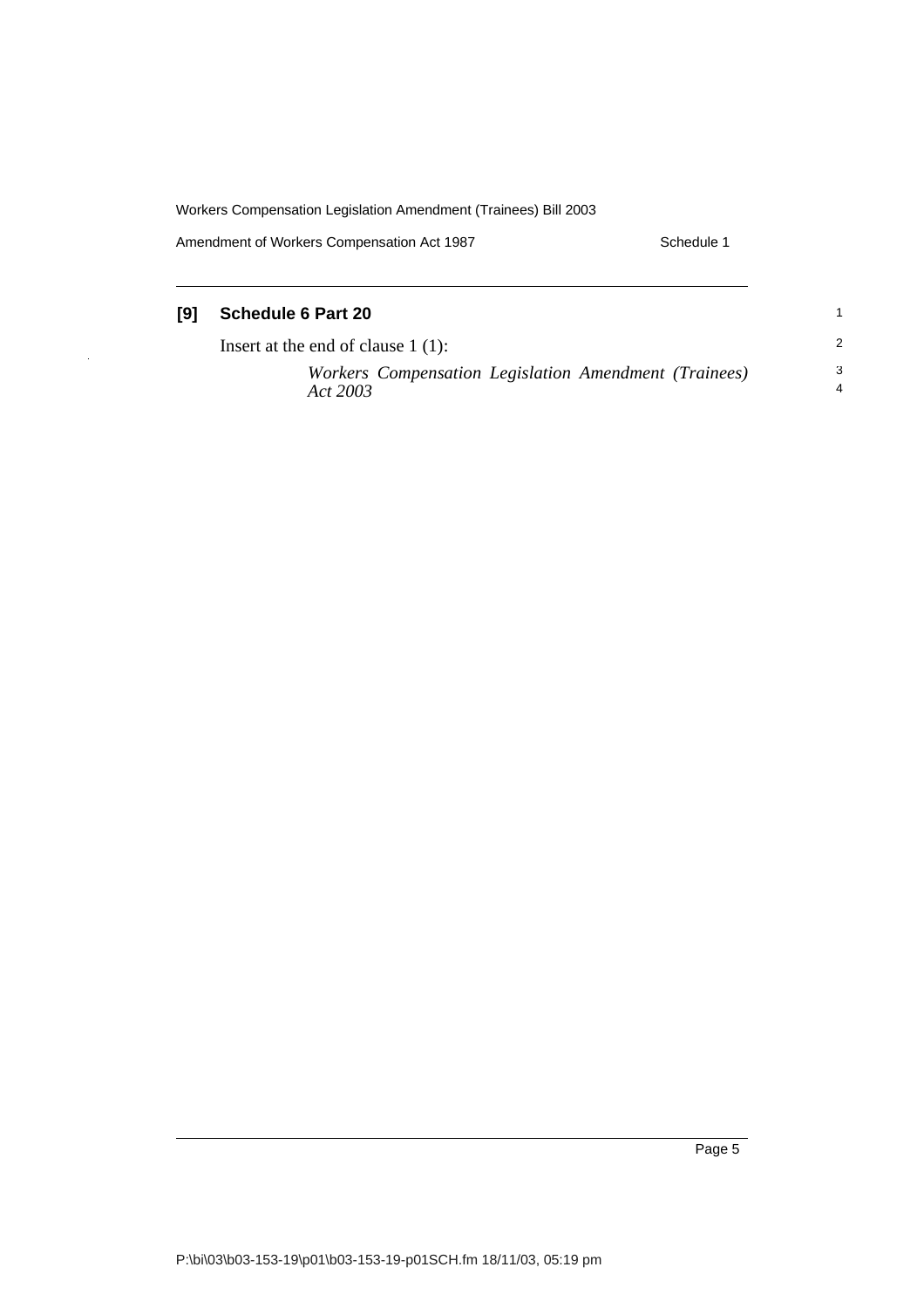### [9] Schedule 6 Part 20

Insert at the end of clause 1 (1):

*Workers Compensation Legislation Amendment (Trainees) Act 2003*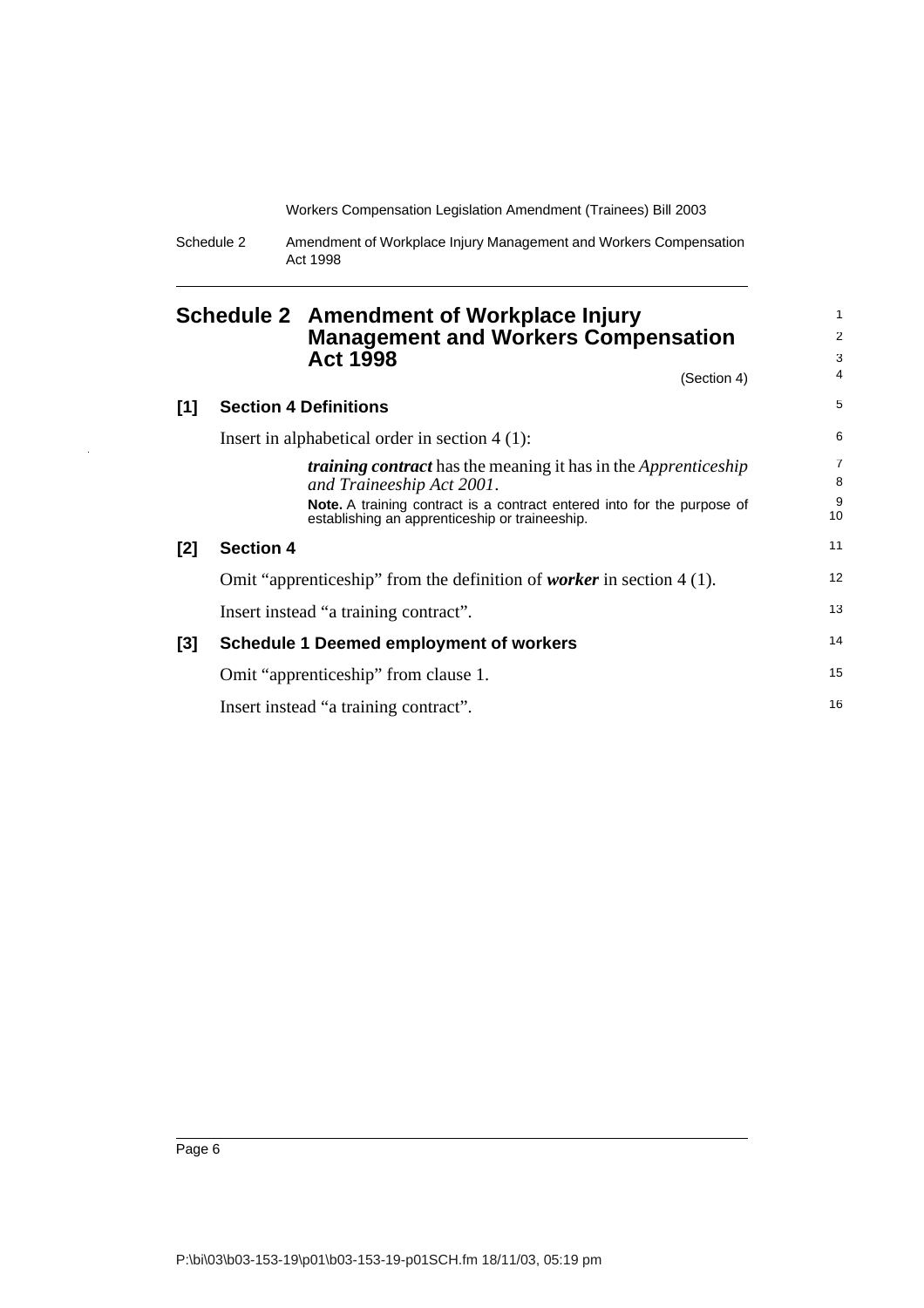# Schedule 2 Amendment of Workplace Injury Management and Workers Compensation Act 1998

(Section 4)

## [1] Section 4 Definitions

Insert in alphabetical order in section 4 (1):

> ***training contract*** has the meaning it has in the *Apprenticeship and Traineeship Act 2001*.
>
> **Note.** A training contract is a contract entered into for the purpose of establishing an apprenticeship or traineeship.

## [2] Section 4

Omit "apprenticeship" from the definition of ***worker*** in section 4 (1).

Insert instead "a training contract".

## [3] Schedule 1 Deemed employment of workers

Omit "apprenticeship" from clause 1.

Insert instead "a training contract".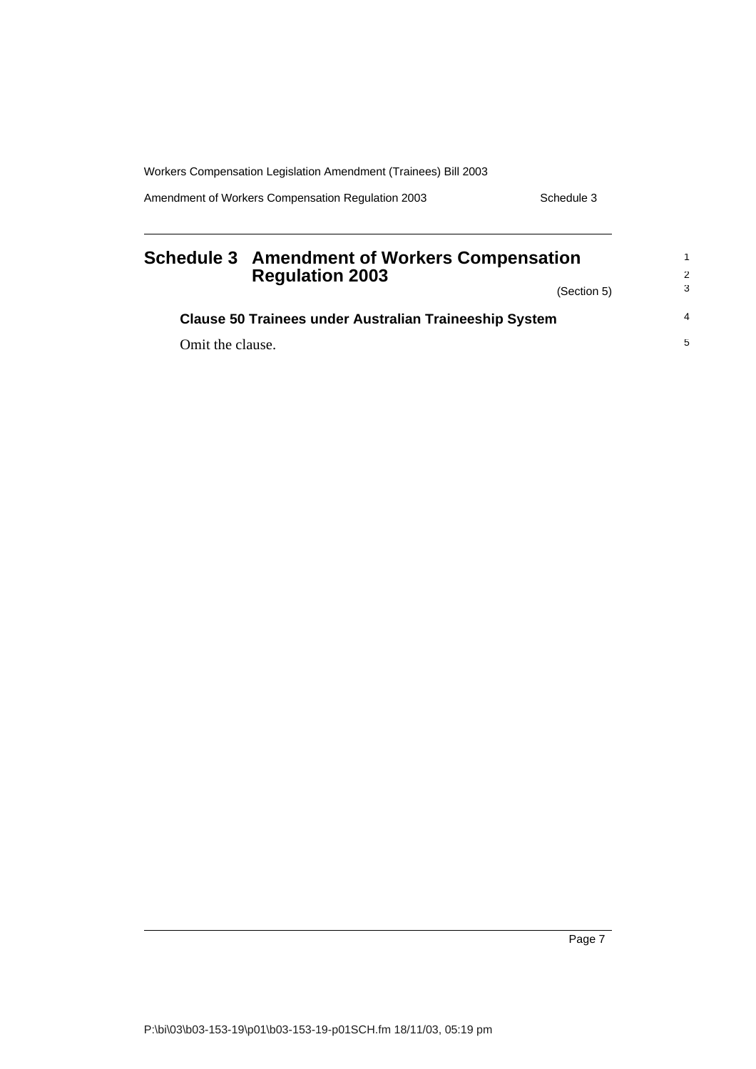# Schedule 3 Amendment of Workers Compensation Regulation 2003

(Section 5)

### Clause 50 Trainees under Australian Traineeship System

Omit the clause.